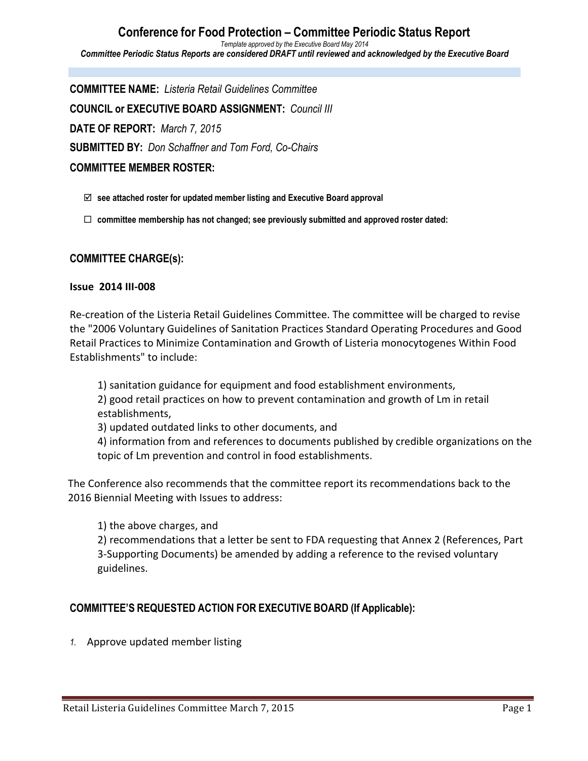# Conference for Food Protection – Committee Periodic Status Report

*Template approved by the Executive Board May 2014*

***Committee Periodic Status Reports are considered DRAFT until reviewed and acknowledged by the Executive Board***

**COMMITTEE NAME:** *Listeria Retail Guidelines Committee*

**COUNCIL or EXECUTIVE BOARD ASSIGNMENT:** *Council III*

**DATE OF REPORT:** *March 7, 2015*

**SUBMITTED BY:** *Don Schaffner and Tom Ford, Co-Chairs*

**COMMITTEE MEMBER ROSTER:**

- ☑ **see attached roster for updated member listing and Executive Board approval**
- ☐ **committee membership has not changed; see previously submitted and approved roster dated:**

## COMMITTEE CHARGE(s):

**Issue 2014 III-008**

Re-creation of the Listeria Retail Guidelines Committee. The committee will be charged to revise the "2006 Voluntary Guidelines of Sanitation Practices Standard Operating Procedures and Good Retail Practices to Minimize Contamination and Growth of Listeria monocytogenes Within Food Establishments" to include:

1) sanitation guidance for equipment and food establishment environments,
2) good retail practices on how to prevent contamination and growth of Lm in retail establishments,
3) updated outdated links to other documents, and
4) information from and references to documents published by credible organizations on the topic of Lm prevention and control in food establishments.

The Conference also recommends that the committee report its recommendations back to the 2016 Biennial Meeting with Issues to address:

1) the above charges, and
2) recommendations that a letter be sent to FDA requesting that Annex 2 (References, Part 3-Supporting Documents) be amended by adding a reference to the revised voluntary guidelines.

## COMMITTEE'S REQUESTED ACTION FOR EXECUTIVE BOARD (If Applicable):

1. Approve updated member listing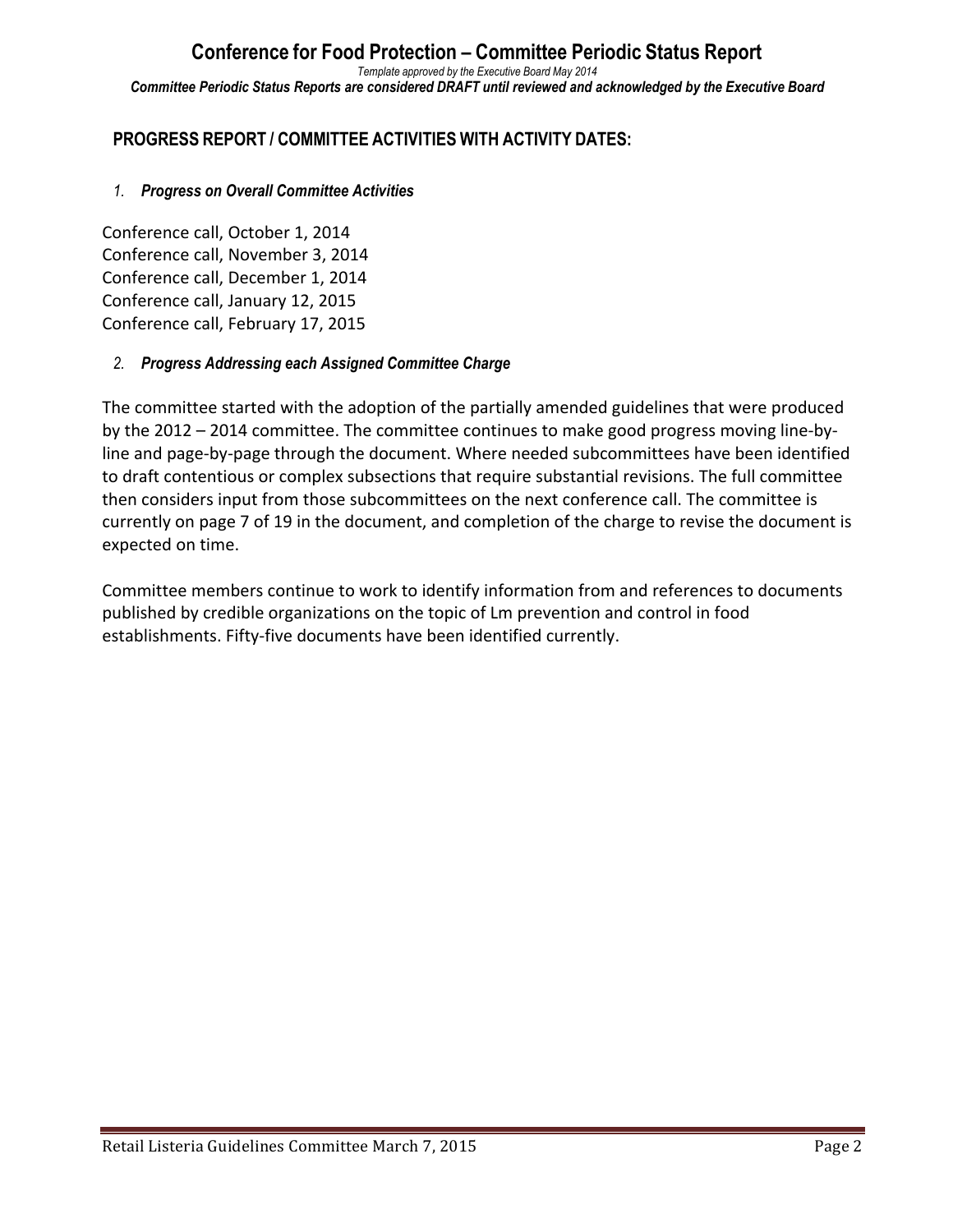## PROGRESS REPORT / COMMITTEE ACTIVITIES WITH ACTIVITY DATES:

1. ***Progress on Overall Committee Activities***

Conference call, October 1, 2014
Conference call, November 3, 2014
Conference call, December 1, 2014
Conference call, January 12, 2015
Conference call, February 17, 2015

2. ***Progress Addressing each Assigned Committee Charge***

The committee started with the adoption of the partially amended guidelines that were produced by the 2012 – 2014 committee. The committee continues to make good progress moving line-by-line and page-by-page through the document. Where needed subcommittees have been identified to draft contentious or complex subsections that require substantial revisions. The full committee then considers input from those subcommittees on the next conference call. The committee is currently on page 7 of 19 in the document, and completion of the charge to revise the document is expected on time.

Committee members continue to work to identify information from and references to documents published by credible organizations on the topic of Lm prevention and control in food establishments. Fifty-five documents have been identified currently.